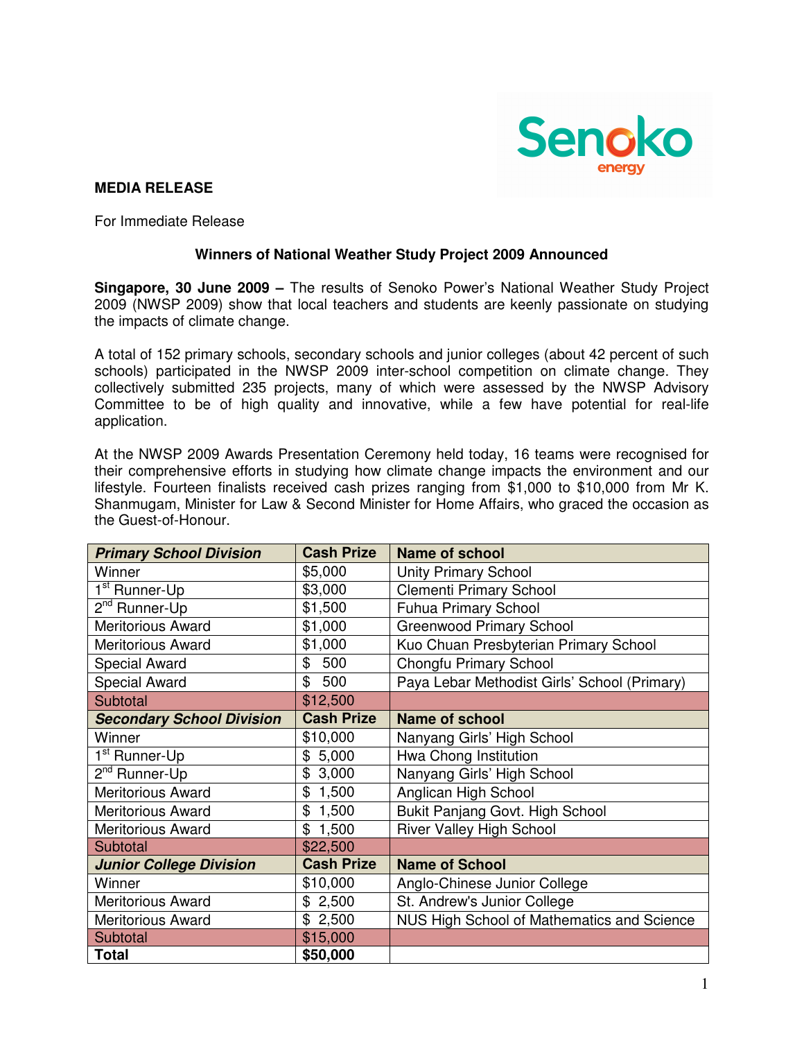**MEDIA RELEASE**

For Immediate Release

**Winners of National Weather Study Project 2009 Announced**

**Singapore, 30 June 2009 –** The results of Senoko Power's National Weather Study Project 2009 (NWSP 2009) show that local teachers and students are keenly passionate on studying the impacts of climate change.

A total of 152 primary schools, secondary schools and junior colleges (about 42 percent of such schools) participated in the NWSP 2009 inter-school competition on climate change. They collectively submitted 235 projects, many of which were assessed by the NWSP Advisory Committee to be of high quality and innovative, while a few have potential for real-life application.

At the NWSP 2009 Awards Presentation Ceremony held today, 16 teams were recognised for their comprehensive efforts in studying how climate change impacts the environment and our lifestyle. Fourteen finalists received cash prizes ranging from $1,000 to $10,000 from Mr K. Shanmugam, Minister for Law & Second Minister for Home Affairs, who graced the occasion as the Guest-of-Honour.

| ***Primary School Division*** | **Cash Prize** | **Name of school** |
|---|---|---|
| Winner | $5,000 | Unity Primary School |
| 1st Runner-Up | $3,000 | Clementi Primary School |
| 2nd Runner-Up | $1,500 | Fuhua Primary School |
| Meritorious Award | $1,000 | Greenwood Primary School |
| Meritorious Award | $1,000 | Kuo Chuan Presbyterian Primary School |
| Special Award | $ 500 | Chongfu Primary School |
| Special Award | $ 500 | Paya Lebar Methodist Girls' School (Primary) |
| Subtotal | $12,500 | |
| ***Secondary School Division*** | **Cash Prize** | **Name of school** |
| Winner | $10,000 | Nanyang Girls' High School |
| 1st Runner-Up | $ 5,000 | Hwa Chong Institution |
| 2nd Runner-Up | $ 3,000 | Nanyang Girls' High School |
| Meritorious Award | $ 1,500 | Anglican High School |
| Meritorious Award | $ 1,500 | Bukit Panjang Govt. High School |
| Meritorious Award | $ 1,500 | River Valley High School |
| Subtotal | $22,500 | |
| ***Junior College Division*** | **Cash Prize** | **Name of School** |
| Winner | $10,000 | Anglo-Chinese Junior College |
| Meritorious Award | $ 2,500 | St. Andrew's Junior College |
| Meritorious Award | $ 2,500 | NUS High School of Mathematics and Science |
| Subtotal | $15,000 | |
| **Total** | **$50,000** | |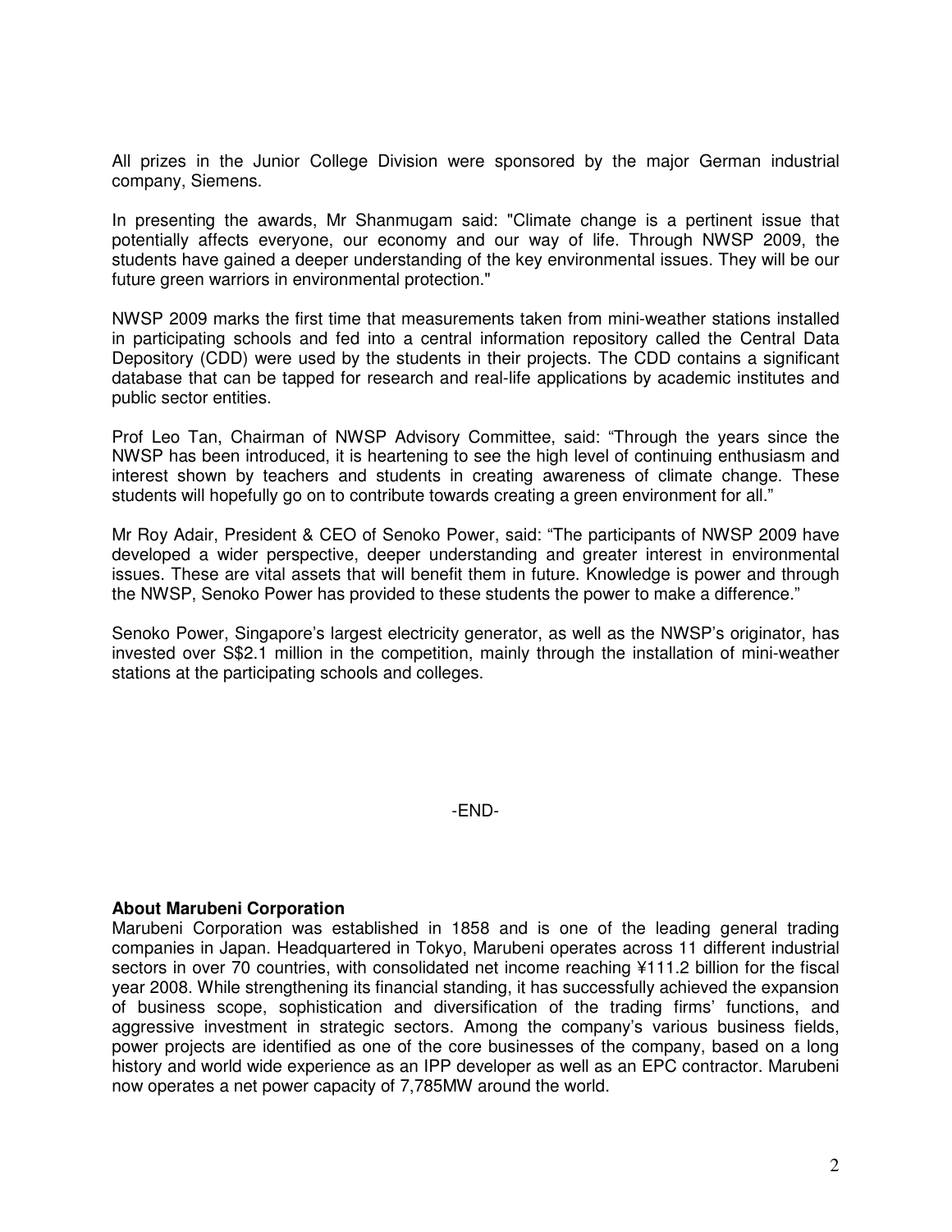All prizes in the Junior College Division were sponsored by the major German industrial company, Siemens.

In presenting the awards, Mr Shanmugam said: "Climate change is a pertinent issue that potentially affects everyone, our economy and our way of life. Through NWSP 2009, the students have gained a deeper understanding of the key environmental issues. They will be our future green warriors in environmental protection."

NWSP 2009 marks the first time that measurements taken from mini-weather stations installed in participating schools and fed into a central information repository called the Central Data Depository (CDD) were used by the students in their projects. The CDD contains a significant database that can be tapped for research and real-life applications by academic institutes and public sector entities.

Prof Leo Tan, Chairman of NWSP Advisory Committee, said: "Through the years since the NWSP has been introduced, it is heartening to see the high level of continuing enthusiasm and interest shown by teachers and students in creating awareness of climate change. These students will hopefully go on to contribute towards creating a green environment for all."

Mr Roy Adair, President & CEO of Senoko Power, said: "The participants of NWSP 2009 have developed a wider perspective, deeper understanding and greater interest in environmental issues. These are vital assets that will benefit them in future. Knowledge is power and through the NWSP, Senoko Power has provided to these students the power to make a difference."

Senoko Power, Singapore's largest electricity generator, as well as the NWSP's originator, has invested over S$2.1 million in the competition, mainly through the installation of mini-weather stations at the participating schools and colleges.

-END-

**About Marubeni Corporation**

Marubeni Corporation was established in 1858 and is one of the leading general trading companies in Japan. Headquartered in Tokyo, Marubeni operates across 11 different industrial sectors in over 70 countries, with consolidated net income reaching ¥111.2 billion for the fiscal year 2008. While strengthening its financial standing, it has successfully achieved the expansion of business scope, sophistication and diversification of the trading firms' functions, and aggressive investment in strategic sectors. Among the company's various business fields, power projects are identified as one of the core businesses of the company, based on a long history and world wide experience as an IPP developer as well as an EPC contractor. Marubeni now operates a net power capacity of 7,785MW around the world.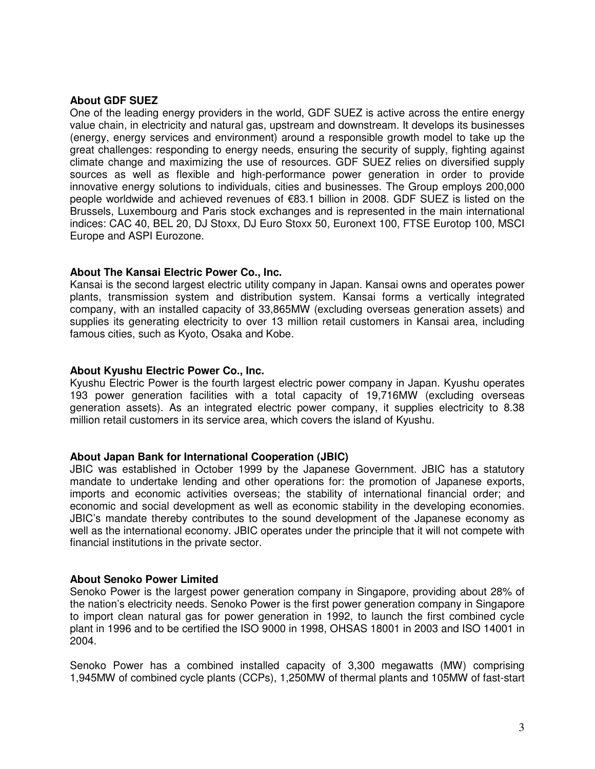**About GDF SUEZ**

One of the leading energy providers in the world, GDF SUEZ is active across the entire energy value chain, in electricity and natural gas, upstream and downstream. It develops its businesses (energy, energy services and environment) around a responsible growth model to take up the great challenges: responding to energy needs, ensuring the security of supply, fighting against climate change and maximizing the use of resources. GDF SUEZ relies on diversified supply sources as well as flexible and high-performance power generation in order to provide innovative energy solutions to individuals, cities and businesses. The Group employs 200,000 people worldwide and achieved revenues of €83.1 billion in 2008. GDF SUEZ is listed on the Brussels, Luxembourg and Paris stock exchanges and is represented in the main international indices: CAC 40, BEL 20, DJ Stoxx, DJ Euro Stoxx 50, Euronext 100, FTSE Eurotop 100, MSCI Europe and ASPI Eurozone.

**About The Kansai Electric Power Co., Inc.**

Kansai is the second largest electric utility company in Japan. Kansai owns and operates power plants, transmission system and distribution system. Kansai forms a vertically integrated company, with an installed capacity of 33,865MW (excluding overseas generation assets) and supplies its generating electricity to over 13 million retail customers in Kansai area, including famous cities, such as Kyoto, Osaka and Kobe.

**About Kyushu Electric Power Co., Inc.**

Kyushu Electric Power is the fourth largest electric power company in Japan. Kyushu operates 193 power generation facilities with a total capacity of 19,716MW (excluding overseas generation assets). As an integrated electric power company, it supplies electricity to 8.38 million retail customers in its service area, which covers the island of Kyushu.

**About Japan Bank for International Cooperation (JBIC)**

JBIC was established in October 1999 by the Japanese Government. JBIC has a statutory mandate to undertake lending and other operations for: the promotion of Japanese exports, imports and economic activities overseas; the stability of international financial order; and economic and social development as well as economic stability in the developing economies. JBIC's mandate thereby contributes to the sound development of the Japanese economy as well as the international economy. JBIC operates under the principle that it will not compete with financial institutions in the private sector.

**About Senoko Power Limited**

Senoko Power is the largest power generation company in Singapore, providing about 28% of the nation's electricity needs. Senoko Power is the first power generation company in Singapore to import clean natural gas for power generation in 1992, to launch the first combined cycle plant in 1996 and to be certified the ISO 9000 in 1998, OHSAS 18001 in 2003 and ISO 14001 in 2004.

Senoko Power has a combined installed capacity of 3,300 megawatts (MW) comprising 1,945MW of combined cycle plants (CCPs), 1,250MW of thermal plants and 105MW of fast-start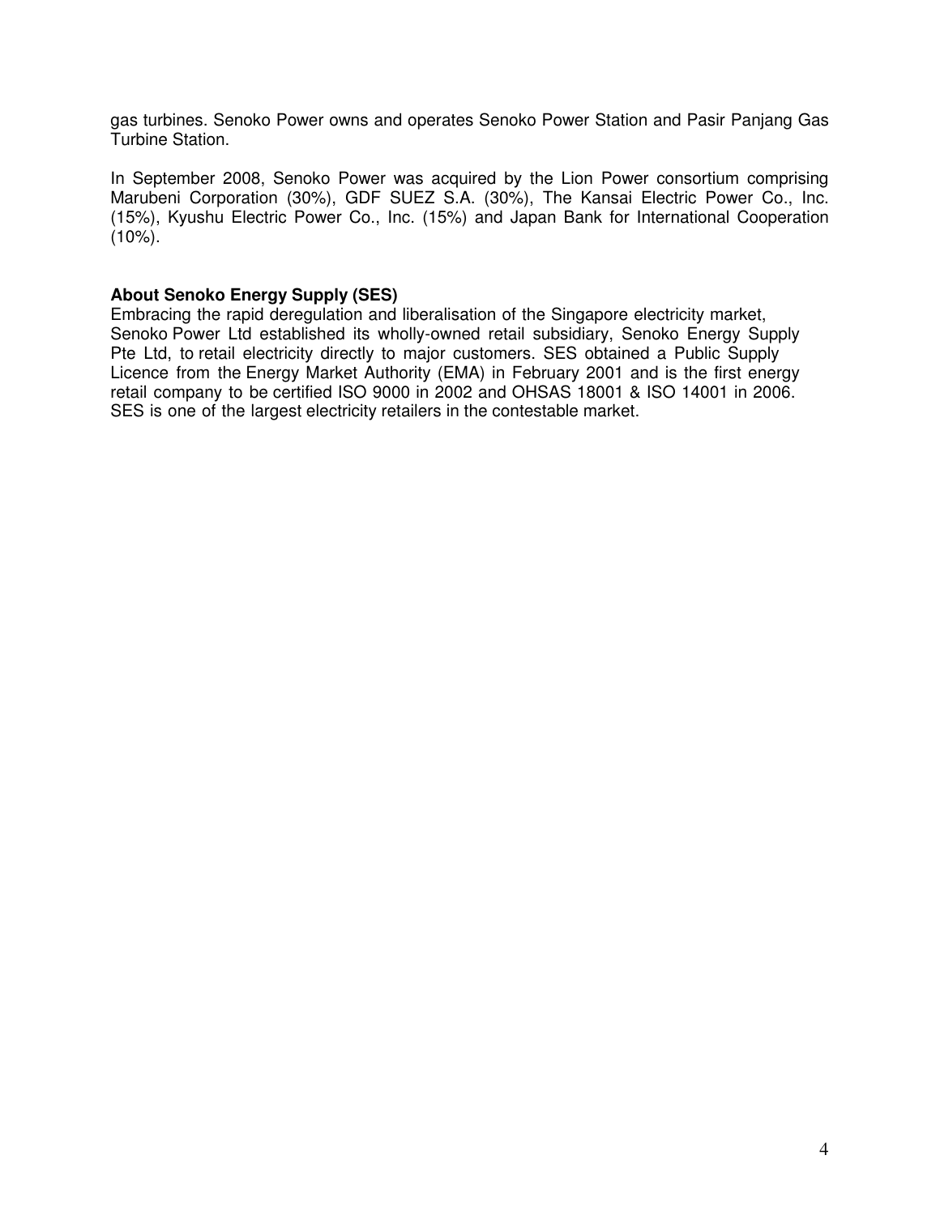gas turbines. Senoko Power owns and operates Senoko Power Station and Pasir Panjang Gas Turbine Station.

In September 2008, Senoko Power was acquired by the Lion Power consortium comprising Marubeni Corporation (30%), GDF SUEZ S.A. (30%), The Kansai Electric Power Co., Inc. (15%), Kyushu Electric Power Co., Inc. (15%) and Japan Bank for International Cooperation (10%).

**About Senoko Energy Supply (SES)**

Embracing the rapid deregulation and liberalisation of the Singapore electricity market, Senoko Power Ltd established its wholly-owned retail subsidiary, Senoko Energy Supply Pte Ltd, to retail electricity directly to major customers. SES obtained a Public Supply Licence from the Energy Market Authority (EMA) in February 2001 and is the first energy retail company to be certified ISO 9000 in 2002 and OHSAS 18001 & ISO 14001 in 2006. SES is one of the largest electricity retailers in the contestable market.